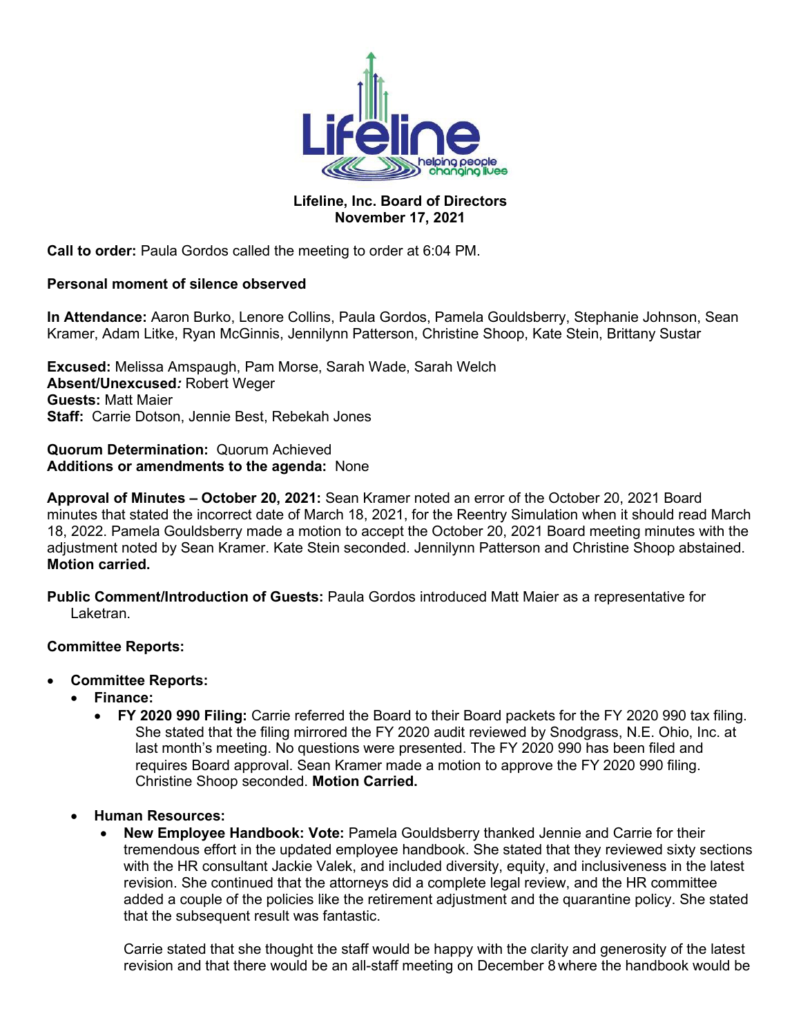**Lifeline, Inc. Board of Directors**
**November 17, 2021**

**Call to order:** Paula Gordos called the meeting to order at 6:04 PM.

**Personal moment of silence observed**

**In Attendance:** Aaron Burko, Lenore Collins, Paula Gordos, Pamela Gouldsberry, Stephanie Johnson, Sean Kramer, Adam Litke, Ryan McGinnis, Jennilynn Patterson, Christine Shoop, Kate Stein, Brittany Sustar

**Excused:** Melissa Amspaugh, Pam Morse, Sarah Wade, Sarah Welch
**Absent/Unexcused***:* Robert Weger
**Guests:** Matt Maier
**Staff:** Carrie Dotson, Jennie Best, Rebekah Jones

**Quorum Determination:** Quorum Achieved
**Additions or amendments to the agenda:** None

**Approval of Minutes – October 20, 2021:** Sean Kramer noted an error of the October 20, 2021 Board minutes that stated the incorrect date of March 18, 2021, for the Reentry Simulation when it should read March 18, 2022. Pamela Gouldsberry made a motion to accept the October 20, 2021 Board meeting minutes with the adjustment noted by Sean Kramer. Kate Stein seconded. Jennilynn Patterson and Christine Shoop abstained. **Motion carried.**

**Public Comment/Introduction of Guests:** Paula Gordos introduced Matt Maier as a representative for Laketran.

**Committee Reports:**

- **Committee Reports:**
  - **Finance:**
    - **FY 2020 990 Filing:** Carrie referred the Board to their Board packets for the FY 2020 990 tax filing. She stated that the filing mirrored the FY 2020 audit reviewed by Snodgrass, N.E. Ohio, Inc. at last month's meeting. No questions were presented. The FY 2020 990 has been filed and requires Board approval. Sean Kramer made a motion to approve the FY 2020 990 filing. Christine Shoop seconded. **Motion Carried.**
  - **Human Resources:**
    - **New Employee Handbook: Vote:** Pamela Gouldsberry thanked Jennie and Carrie for their tremendous effort in the updated employee handbook. She stated that they reviewed sixty sections with the HR consultant Jackie Valek, and included diversity, equity, and inclusiveness in the latest revision. She continued that the attorneys did a complete legal review, and the HR committee added a couple of the policies like the retirement adjustment and the quarantine policy. She stated that the subsequent result was fantastic.

      Carrie stated that she thought the staff would be happy with the clarity and generosity of the latest revision and that there would be an all-staff meeting on December 8 where the handbook would be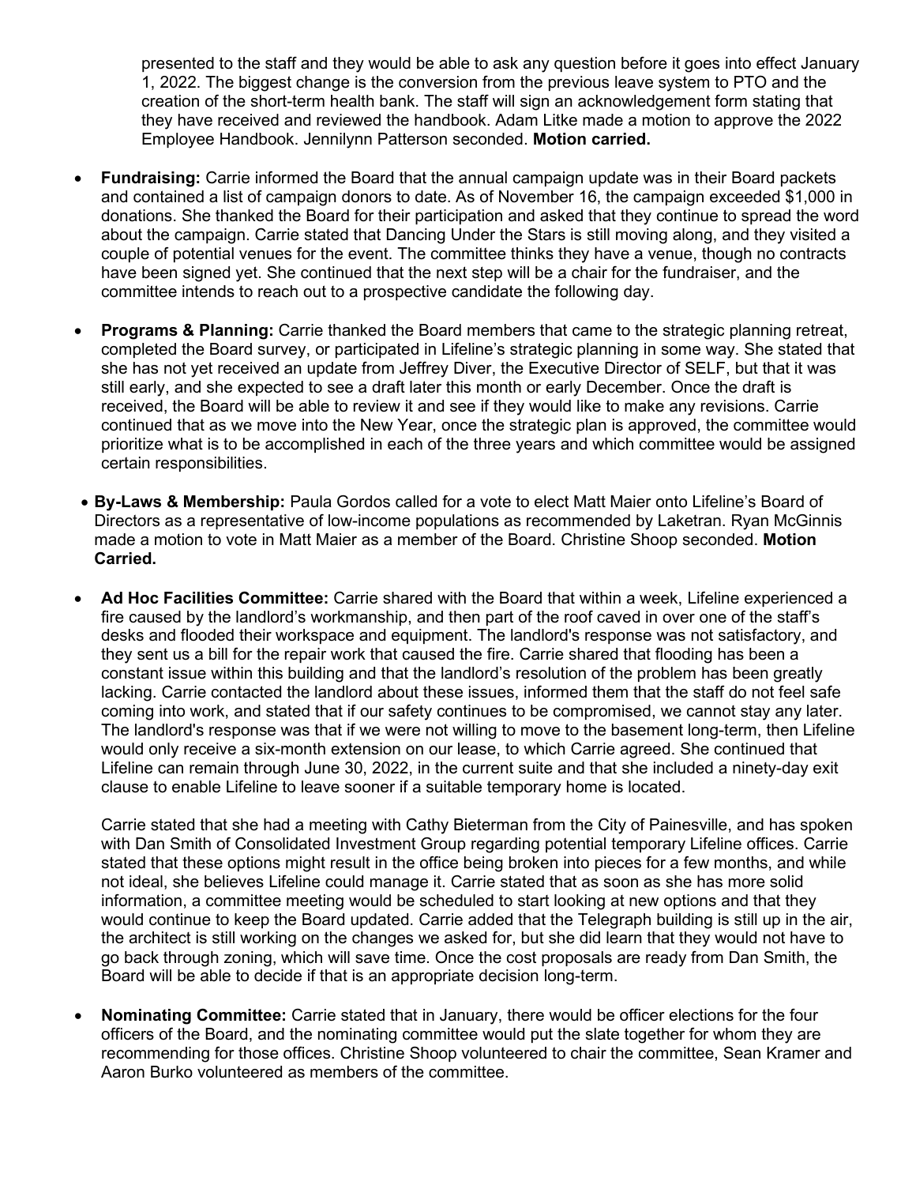presented to the staff and they would be able to ask any question before it goes into effect January 1, 2022. The biggest change is the conversion from the previous leave system to PTO and the creation of the short-term health bank. The staff will sign an acknowledgement form stating that they have received and reviewed the handbook. Adam Litke made a motion to approve the 2022 Employee Handbook. Jennilynn Patterson seconded. **Motion carried.**

- **Fundraising:** Carrie informed the Board that the annual campaign update was in their Board packets and contained a list of campaign donors to date. As of November 16, the campaign exceeded $1,000 in donations. She thanked the Board for their participation and asked that they continue to spread the word about the campaign. Carrie stated that Dancing Under the Stars is still moving along, and they visited a couple of potential venues for the event. The committee thinks they have a venue, though no contracts have been signed yet. She continued that the next step will be a chair for the fundraiser, and the committee intends to reach out to a prospective candidate the following day.

- **Programs & Planning:** Carrie thanked the Board members that came to the strategic planning retreat, completed the Board survey, or participated in Lifeline's strategic planning in some way. She stated that she has not yet received an update from Jeffrey Diver, the Executive Director of SELF, but that it was still early, and she expected to see a draft later this month or early December. Once the draft is received, the Board will be able to review it and see if they would like to make any revisions. Carrie continued that as we move into the New Year, once the strategic plan is approved, the committee would prioritize what is to be accomplished in each of the three years and which committee would be assigned certain responsibilities.

- **By-Laws & Membership:** Paula Gordos called for a vote to elect Matt Maier onto Lifeline's Board of Directors as a representative of low-income populations as recommended by Laketran. Ryan McGinnis made a motion to vote in Matt Maier as a member of the Board. Christine Shoop seconded. **Motion Carried.**

- **Ad Hoc Facilities Committee:** Carrie shared with the Board that within a week, Lifeline experienced a fire caused by the landlord's workmanship, and then part of the roof caved in over one of the staff's desks and flooded their workspace and equipment. The landlord's response was not satisfactory, and they sent us a bill for the repair work that caused the fire. Carrie shared that flooding has been a constant issue within this building and that the landlord's resolution of the problem has been greatly lacking. Carrie contacted the landlord about these issues, informed them that the staff do not feel safe coming into work, and stated that if our safety continues to be compromised, we cannot stay any later. The landlord's response was that if we were not willing to move to the basement long-term, then Lifeline would only receive a six-month extension on our lease, to which Carrie agreed. She continued that Lifeline can remain through June 30, 2022, in the current suite and that she included a ninety-day exit clause to enable Lifeline to leave sooner if a suitable temporary home is located.

  Carrie stated that she had a meeting with Cathy Bieterman from the City of Painesville, and has spoken with Dan Smith of Consolidated Investment Group regarding potential temporary Lifeline offices. Carrie stated that these options might result in the office being broken into pieces for a few months, and while not ideal, she believes Lifeline could manage it. Carrie stated that as soon as she has more solid information, a committee meeting would be scheduled to start looking at new options and that they would continue to keep the Board updated. Carrie added that the Telegraph building is still up in the air, the architect is still working on the changes we asked for, but she did learn that they would not have to go back through zoning, which will save time. Once the cost proposals are ready from Dan Smith, the Board will be able to decide if that is an appropriate decision long-term.

- **Nominating Committee:** Carrie stated that in January, there would be officer elections for the four officers of the Board, and the nominating committee would put the slate together for whom they are recommending for those offices. Christine Shoop volunteered to chair the committee, Sean Kramer and Aaron Burko volunteered as members of the committee.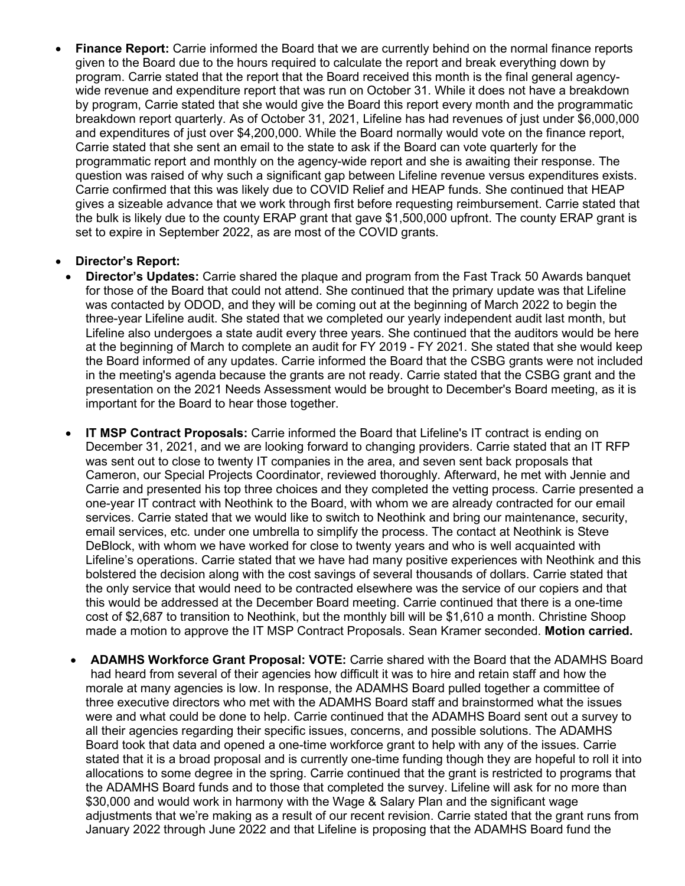- **Finance Report:** Carrie informed the Board that we are currently behind on the normal finance reports given to the Board due to the hours required to calculate the report and break everything down by program. Carrie stated that the report that the Board received this month is the final general agency-wide revenue and expenditure report that was run on October 31. While it does not have a breakdown by program, Carrie stated that she would give the Board this report every month and the programmatic breakdown report quarterly. As of October 31, 2021, Lifeline has had revenues of just under $6,000,000 and expenditures of just over $4,200,000. While the Board normally would vote on the finance report, Carrie stated that she sent an email to the state to ask if the Board can vote quarterly for the programmatic report and monthly on the agency-wide report and she is awaiting their response. The question was raised of why such a significant gap between Lifeline revenue versus expenditures exists. Carrie confirmed that this was likely due to COVID Relief and HEAP funds. She continued that HEAP gives a sizeable advance that we work through first before requesting reimbursement. Carrie stated that the bulk is likely due to the county ERAP grant that gave $1,500,000 upfront. The county ERAP grant is set to expire in September 2022, as are most of the COVID grants.

- **Director's Report:**
  - **Director's Updates:** Carrie shared the plaque and program from the Fast Track 50 Awards banquet for those of the Board that could not attend. She continued that the primary update was that Lifeline was contacted by ODOD, and they will be coming out at the beginning of March 2022 to begin the three-year Lifeline audit. She stated that we completed our yearly independent audit last month, but Lifeline also undergoes a state audit every three years. She continued that the auditors would be here at the beginning of March to complete an audit for FY 2019 - FY 2021. She stated that she would keep the Board informed of any updates. Carrie informed the Board that the CSBG grants were not included in the meeting's agenda because the grants are not ready. Carrie stated that the CSBG grant and the presentation on the 2021 Needs Assessment would be brought to December's Board meeting, as it is important for the Board to hear those together.

  - **IT MSP Contract Proposals:** Carrie informed the Board that Lifeline's IT contract is ending on December 31, 2021, and we are looking forward to changing providers. Carrie stated that an IT RFP was sent out to close to twenty IT companies in the area, and seven sent back proposals that Cameron, our Special Projects Coordinator, reviewed thoroughly. Afterward, he met with Jennie and Carrie and presented his top three choices and they completed the vetting process. Carrie presented a one-year IT contract with Neothink to the Board, with whom we are already contracted for our email services. Carrie stated that we would like to switch to Neothink and bring our maintenance, security, email services, etc. under one umbrella to simplify the process. The contact at Neothink is Steve DeBlock, with whom we have worked for close to twenty years and who is well acquainted with Lifeline's operations. Carrie stated that we have had many positive experiences with Neothink and this bolstered the decision along with the cost savings of several thousands of dollars. Carrie stated that the only service that would need to be contracted elsewhere was the service of our copiers and that this would be addressed at the December Board meeting. Carrie continued that there is a one-time cost of $2,687 to transition to Neothink, but the monthly bill will be $1,610 a month. Christine Shoop made a motion to approve the IT MSP Contract Proposals. Sean Kramer seconded. **Motion carried.**

  - **ADAMHS Workforce Grant Proposal: VOTE:** Carrie shared with the Board that the ADAMHS Board had heard from several of their agencies how difficult it was to hire and retain staff and how the morale at many agencies is low. In response, the ADAMHS Board pulled together a committee of three executive directors who met with the ADAMHS Board staff and brainstormed what the issues were and what could be done to help. Carrie continued that the ADAMHS Board sent out a survey to all their agencies regarding their specific issues, concerns, and possible solutions. The ADAMHS Board took that data and opened a one-time workforce grant to help with any of the issues. Carrie stated that it is a broad proposal and is currently one-time funding though they are hopeful to roll it into allocations to some degree in the spring. Carrie continued that the grant is restricted to programs that the ADAMHS Board funds and to those that completed the survey. Lifeline will ask for no more than $30,000 and would work in harmony with the Wage & Salary Plan and the significant wage adjustments that we're making as a result of our recent revision. Carrie stated that the grant runs from January 2022 through June 2022 and that Lifeline is proposing that the ADAMHS Board fund the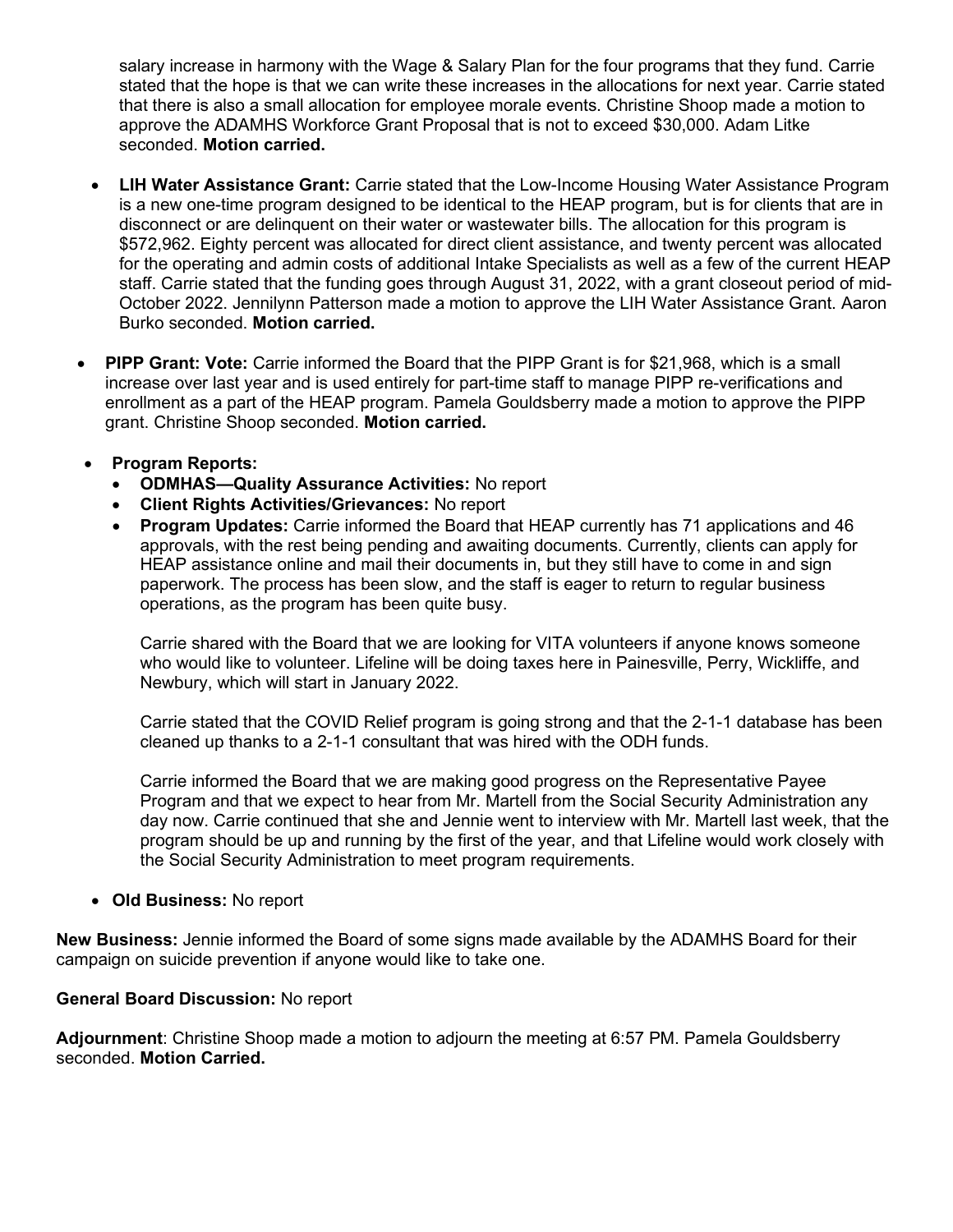salary increase in harmony with the Wage & Salary Plan for the four programs that they fund. Carrie stated that the hope is that we can write these increases in the allocations for next year. Carrie stated that there is also a small allocation for employee morale events. Christine Shoop made a motion to approve the ADAMHS Workforce Grant Proposal that is not to exceed $30,000. Adam Litke seconded. **Motion carried.**

- **LIH Water Assistance Grant:** Carrie stated that the Low-Income Housing Water Assistance Program is a new one-time program designed to be identical to the HEAP program, but is for clients that are in disconnect or are delinquent on their water or wastewater bills. The allocation for this program is $572,962. Eighty percent was allocated for direct client assistance, and twenty percent was allocated for the operating and admin costs of additional Intake Specialists as well as a few of the current HEAP staff. Carrie stated that the funding goes through August 31, 2022, with a grant closeout period of mid-October 2022. Jennilynn Patterson made a motion to approve the LIH Water Assistance Grant. Aaron Burko seconded. **Motion carried.**

- **PIPP Grant: Vote:** Carrie informed the Board that the PIPP Grant is for $21,968, which is a small increase over last year and is used entirely for part-time staff to manage PIPP re-verifications and enrollment as a part of the HEAP program. Pamela Gouldsberry made a motion to approve the PIPP grant. Christine Shoop seconded. **Motion carried.**

- **Program Reports:**
  - **ODMHAS—Quality Assurance Activities:** No report
  - **Client Rights Activities/Grievances:** No report
  - **Program Updates:** Carrie informed the Board that HEAP currently has 71 applications and 46 approvals, with the rest being pending and awaiting documents. Currently, clients can apply for HEAP assistance online and mail their documents in, but they still have to come in and sign paperwork. The process has been slow, and the staff is eager to return to regular business operations, as the program has been quite busy.

    Carrie shared with the Board that we are looking for VITA volunteers if anyone knows someone who would like to volunteer. Lifeline will be doing taxes here in Painesville, Perry, Wickliffe, and Newbury, which will start in January 2022.

    Carrie stated that the COVID Relief program is going strong and that the 2-1-1 database has been cleaned up thanks to a 2-1-1 consultant that was hired with the ODH funds.

    Carrie informed the Board that we are making good progress on the Representative Payee Program and that we expect to hear from Mr. Martell from the Social Security Administration any day now. Carrie continued that she and Jennie went to interview with Mr. Martell last week, that the program should be up and running by the first of the year, and that Lifeline would work closely with the Social Security Administration to meet program requirements.

- **Old Business:** No report

**New Business:** Jennie informed the Board of some signs made available by the ADAMHS Board for their campaign on suicide prevention if anyone would like to take one.

**General Board Discussion:** No report

**Adjournment**: Christine Shoop made a motion to adjourn the meeting at 6:57 PM. Pamela Gouldsberry seconded. **Motion Carried.**